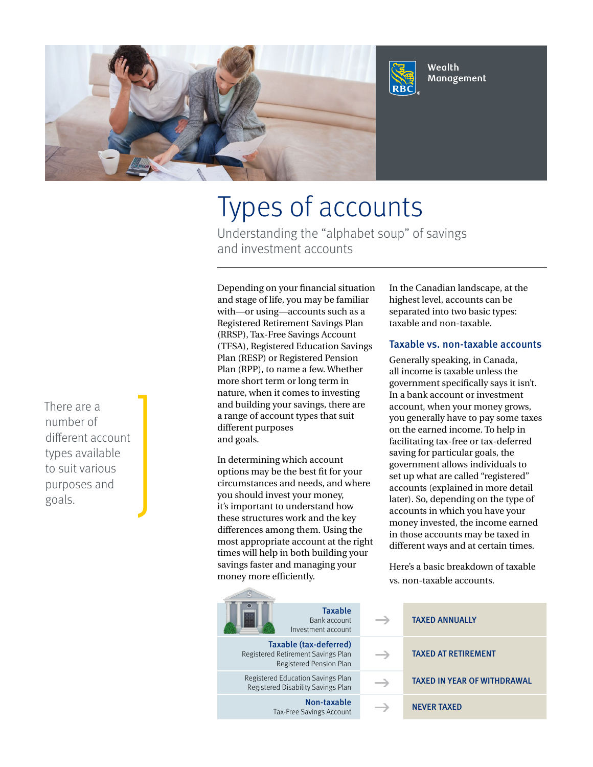Wealth Management

# Types of accounts

Understanding the "alphabet soup" of savings and investment accounts

Depending on your financial situation and stage of life, you may be familiar with—or using—accounts such as a Registered Retirement Savings Plan (RRSP), Tax-Free Savings Account (TFSA), Registered Education Savings Plan (RESP) or Registered Pension Plan (RPP), to name a few. Whether more short term or long term in nature, when it comes to investing and building your savings, there are a range of account types that suit different purposes and goals.

There are a number of different account types available to suit various purposes and goals.

In determining which account options may be the best fit for your circumstances and needs, and where you should invest your money, it's important to understand how these structures work and the key differences among them. Using the most appropriate account at the right times will help in both building your savings faster and managing your money more efficiently.

In the Canadian landscape, at the highest level, accounts can be separated into two basic types: taxable and non-taxable.

## Taxable vs. non-taxable accounts

Generally speaking, in Canada, all income is taxable unless the government specifically says it isn't. In a bank account or investment account, when your money grows, you generally have to pay some taxes on the earned income. To help in facilitating tax-free or tax-deferred saving for particular goals, the government allows individuals to set up what are called "registered" accounts (explained in more detail later). So, depending on the type of accounts in which you have your money invested, the income earned in those accounts may be taxed in different ways and at certain times.

Here's a basic breakdown of taxable vs. non-taxable accounts.

| Account type | | Tax treatment |
|---|---|---|
| **Taxable**<br>Bank account<br>Investment account | → | TAXED ANNUALLY |
| **Taxable (tax-deferred)**<br>Registered Retirement Savings Plan<br>Registered Pension Plan | → | TAXED AT RETIREMENT |
| Registered Education Savings Plan<br>Registered Disability Savings Plan | → | TAXED IN YEAR OF WITHDRAWAL |
| **Non-taxable**<br>Tax-Free Savings Account | → | NEVER TAXED |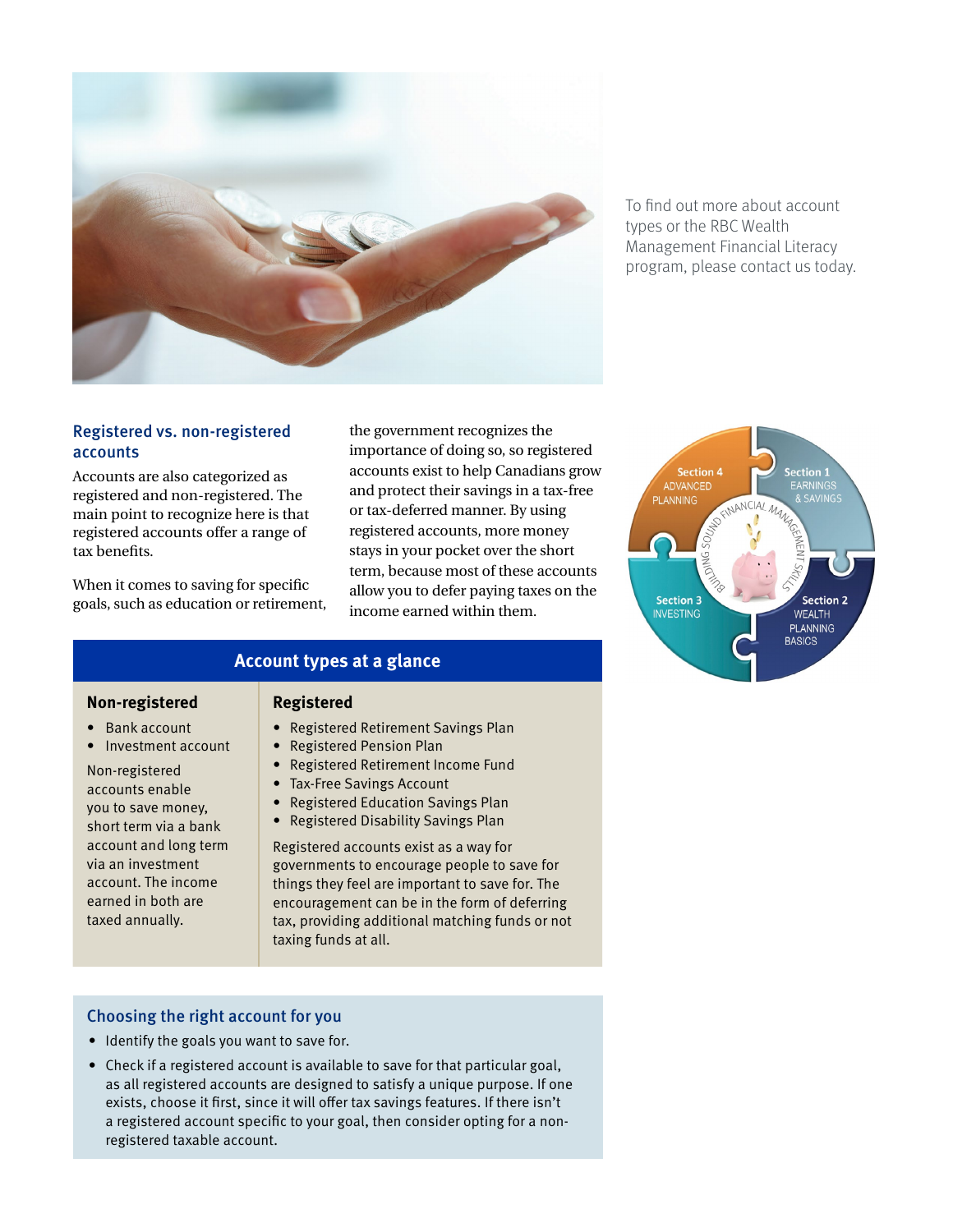To find out more about account types or the RBC Wealth Management Financial Literacy program, please contact us today.

## Registered vs. non-registered accounts

Accounts are also categorized as registered and non-registered. The main point to recognize here is that registered accounts offer a range of tax benefits.

When it comes to saving for specific goals, such as education or retirement, the government recognizes the importance of doing so, so registered accounts exist to help Canadians grow and protect their savings in a tax-free or tax-deferred manner. By using registered accounts, more money stays in your pocket over the short term, because most of these accounts allow you to defer paying taxes on the income earned within them.

## Account types at a glance

### Non-registered

- Bank account
- Investment account

Non-registered accounts enable you to save money, short term via a bank account and long term via an investment account. The income earned in both are taxed annually.

### Registered

- Registered Retirement Savings Plan
- Registered Pension Plan
- Registered Retirement Income Fund
- Tax-Free Savings Account
- Registered Education Savings Plan
- Registered Disability Savings Plan

Registered accounts exist as a way for governments to encourage people to save for things they feel are important to save for. The encouragement can be in the form of deferring tax, providing additional matching funds or not taxing funds at all.

## Choosing the right account for you

- Identify the goals you want to save for.
- Check if a registered account is available to save for that particular goal, as all registered accounts are designed to satisfy a unique purpose. If one exists, choose it first, since it will offer tax savings features. If there isn't a registered account specific to your goal, then consider opting for a non-registered taxable account.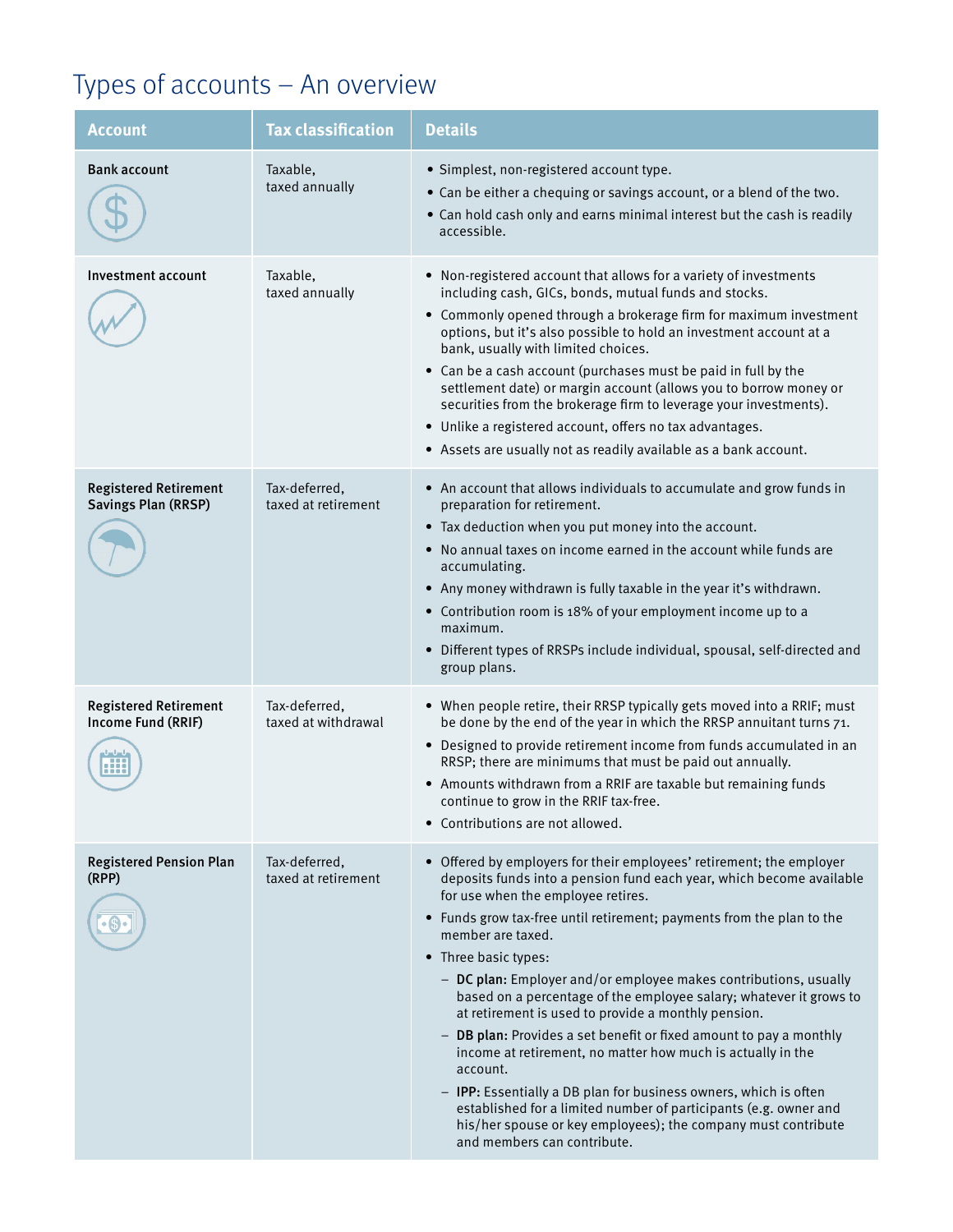# Types of accounts – An overview

| Account | Tax classification | Details |
|---|---|---|
| **Bank account** | Taxable, taxed annually | • Simplest, non-registered account type.<br>• Can be either a chequing or savings account, or a blend of the two.<br>• Can hold cash only and earns minimal interest but the cash is readily accessible. |
| **Investment account** | Taxable, taxed annually | • Non-registered account that allows for a variety of investments including cash, GICs, bonds, mutual funds and stocks.<br>• Commonly opened through a brokerage firm for maximum investment options, but it's also possible to hold an investment account at a bank, usually with limited choices.<br>• Can be a cash account (purchases must be paid in full by the settlement date) or margin account (allows you to borrow money or securities from the brokerage firm to leverage your investments).<br>• Unlike a registered account, offers no tax advantages.<br>• Assets are usually not as readily available as a bank account. |
| **Registered Retirement Savings Plan (RRSP)** | Tax-deferred, taxed at retirement | • An account that allows individuals to accumulate and grow funds in preparation for retirement.<br>• Tax deduction when you put money into the account.<br>• No annual taxes on income earned in the account while funds are accumulating.<br>• Any money withdrawn is fully taxable in the year it's withdrawn.<br>• Contribution room is 18% of your employment income up to a maximum.<br>• Different types of RRSPs include individual, spousal, self-directed and group plans. |
| **Registered Retirement Income Fund (RRIF)** | Tax-deferred, taxed at withdrawal | • When people retire, their RRSP typically gets moved into a RRIF; must be done by the end of the year in which the RRSP annuitant turns 71.<br>• Designed to provide retirement income from funds accumulated in an RRSP; there are minimums that must be paid out annually.<br>• Amounts withdrawn from a RRIF are taxable but remaining funds continue to grow in the RRIF tax-free.<br>• Contributions are not allowed. |
| **Registered Pension Plan (RPP)** | Tax-deferred, taxed at retirement | • Offered by employers for their employees' retirement; the employer deposits funds into a pension fund each year, which become available for use when the employee retires.<br>• Funds grow tax-free until retirement; payments from the plan to the member are taxed.<br>• Three basic types:<br>– **DC plan:** Employer and/or employee makes contributions, usually based on a percentage of the employee salary; whatever it grows to at retirement is used to provide a monthly pension.<br>– **DB plan:** Provides a set benefit or fixed amount to pay a monthly income at retirement, no matter how much is actually in the account.<br>– **IPP:** Essentially a DB plan for business owners, which is often established for a limited number of participants (e.g. owner and his/her spouse or key employees); the company must contribute and members can contribute. |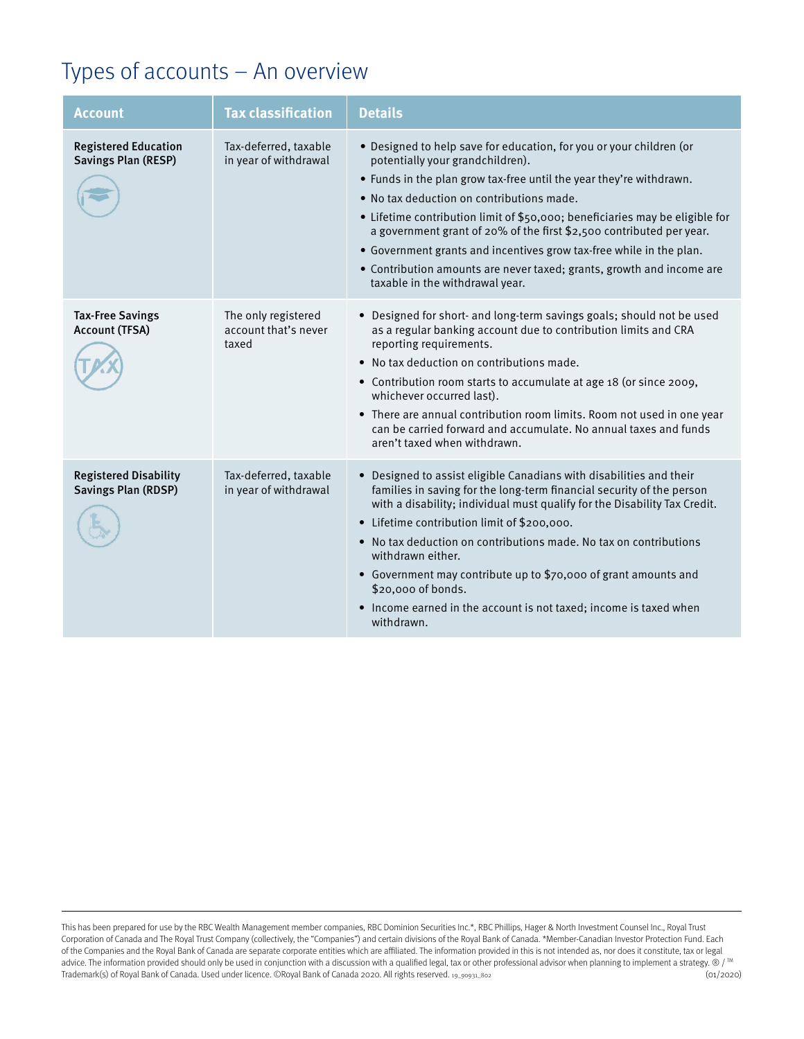# Types of accounts – An overview

| Account | Tax classification | Details |
|---|---|---|
| **Registered Education Savings Plan (RESP)** | Tax-deferred, taxable in year of withdrawal | • Designed to help save for education, for you or your children (or potentially your grandchildren).<br>• Funds in the plan grow tax-free until the year they're withdrawn.<br>• No tax deduction on contributions made.<br>• Lifetime contribution limit of $50,000; beneficiaries may be eligible for a government grant of 20% of the first $2,500 contributed per year.<br>• Government grants and incentives grow tax-free while in the plan.<br>• Contribution amounts are never taxed; grants, growth and income are taxable in the withdrawal year. |
| **Tax-Free Savings Account (TFSA)** | The only registered account that's never taxed | • Designed for short- and long-term savings goals; should not be used as a regular banking account due to contribution limits and CRA reporting requirements.<br>• No tax deduction on contributions made.<br>• Contribution room starts to accumulate at age 18 (or since 2009, whichever occurred last).<br>• There are annual contribution room limits. Room not used in one year can be carried forward and accumulate. No annual taxes and funds aren't taxed when withdrawn. |
| **Registered Disability Savings Plan (RDSP)** | Tax-deferred, taxable in year of withdrawal | • Designed to assist eligible Canadians with disabilities and their families in saving for the long-term financial security of the person with a disability; individual must qualify for the Disability Tax Credit.<br>• Lifetime contribution limit of $200,000.<br>• No tax deduction on contributions made. No tax on contributions withdrawn either.<br>• Government may contribute up to $70,000 of grant amounts and $20,000 of bonds.<br>• Income earned in the account is not taxed; income is taxed when withdrawn. |

This has been prepared for use by the RBC Wealth Management member companies, RBC Dominion Securities Inc.*, RBC Phillips, Hager & North Investment Counsel Inc., Royal Trust Corporation of Canada and The Royal Trust Company (collectively, the "Companies") and certain divisions of the Royal Bank of Canada. *Member-Canadian Investor Protection Fund. Each of the Companies and the Royal Bank of Canada are separate corporate entities which are affiliated. The information provided in this is not intended as, nor does it constitute, tax or legal advice. The information provided should only be used in conjunction with a discussion with a qualified legal, tax or other professional advisor when planning to implement a strategy. ® / ™ Trademark(s) of Royal Bank of Canada. Used under licence. ©Royal Bank of Canada 2020. All rights reserved. 19_90931_802 (01/2020)